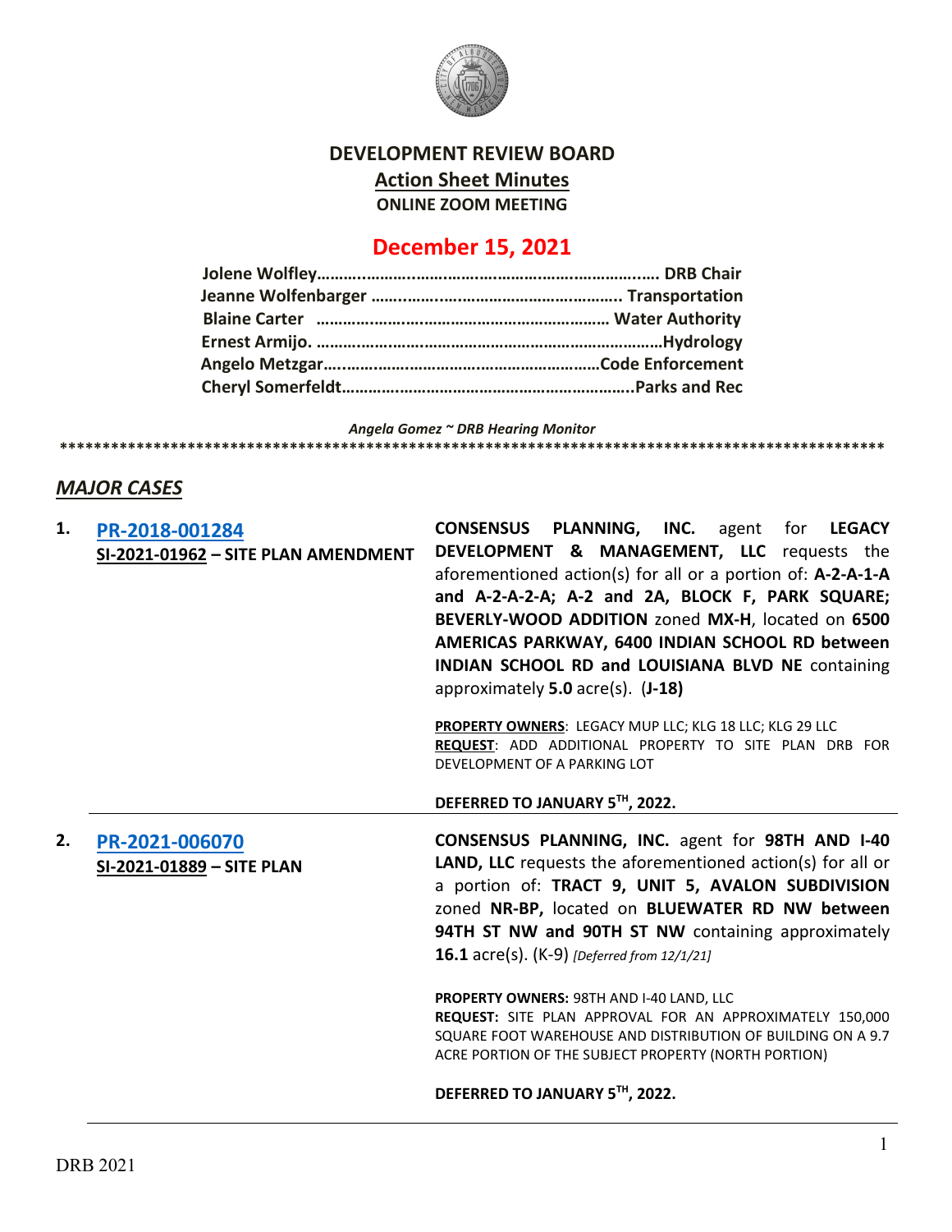# DEVELOPMENT REVIEW BOARD

## Action Sheet Minutes

**ONLINE ZOOM MEETING**

## December 15, 2021

**Jolene Wolfley………………………………………………………………… DRB Chair**
**Jeanne Wolfenbarger ……………………………………………… Transportation**
**Blaine Carter ……………………………………………………… Water Authority**
**Ernest Armijo. ……………………………………………………………………Hydrology**
**Angelo Metzgar…………………………………………………………Code Enforcement**
**Cheryl Somerfeldt…………………………………………………………..Parks and Rec**

*Angela Gomez ~ DRB Hearing Monitor*

****************************************************************************************************

## *MAJOR CASES*

| | Case | Description |
|---|---|---|
| **1.** | **PR-2018-001284**<br>**SI-2021-01962 – SITE PLAN AMENDMENT** | **CONSENSUS PLANNING, INC.** agent for **LEGACY DEVELOPMENT & MANAGEMENT, LLC** requests the aforementioned action(s) for all or a portion of: **A-2-A-1-A and A-2-A-2-A; A-2 and 2A, BLOCK F, PARK SQUARE; BEVERLY-WOOD ADDITION** zoned **MX-H**, located on **6500 AMERICAS PARKWAY, 6400 INDIAN SCHOOL RD between INDIAN SCHOOL RD and LOUISIANA BLVD NE** containing approximately **5.0** acre(s). **(J-18)**<br><br>**PROPERTY OWNERS**: LEGACY MUP LLC; KLG 18 LLC; KLG 29 LLC<br>**REQUEST**: ADD ADDITIONAL PROPERTY TO SITE PLAN DRB FOR DEVELOPMENT OF A PARKING LOT<br><br>**DEFERRED TO JANUARY 5TH, 2022.** |
| **2.** | **PR-2021-006070**<br>**SI-2021-01889 – SITE PLAN** | **CONSENSUS PLANNING, INC.** agent for **98TH AND I-40 LAND, LLC** requests the aforementioned action(s) for all or a portion of: **TRACT 9, UNIT 5, AVALON SUBDIVISION** zoned **NR-BP,** located on **BLUEWATER RD NW between 94TH ST NW and 90TH ST NW** containing approximately **16.1** acre(s). (K-9) *[Deferred from 12/1/21]*<br><br>**PROPERTY OWNERS:** 98TH AND I-40 LAND, LLC<br>**REQUEST:** SITE PLAN APPROVAL FOR AN APPROXIMATELY 150,000 SQUARE FOOT WAREHOUSE AND DISTRIBUTION OF BUILDING ON A 9.7 ACRE PORTION OF THE SUBJECT PROPERTY (NORTH PORTION)<br><br>**DEFERRED TO JANUARY 5TH, 2022.** |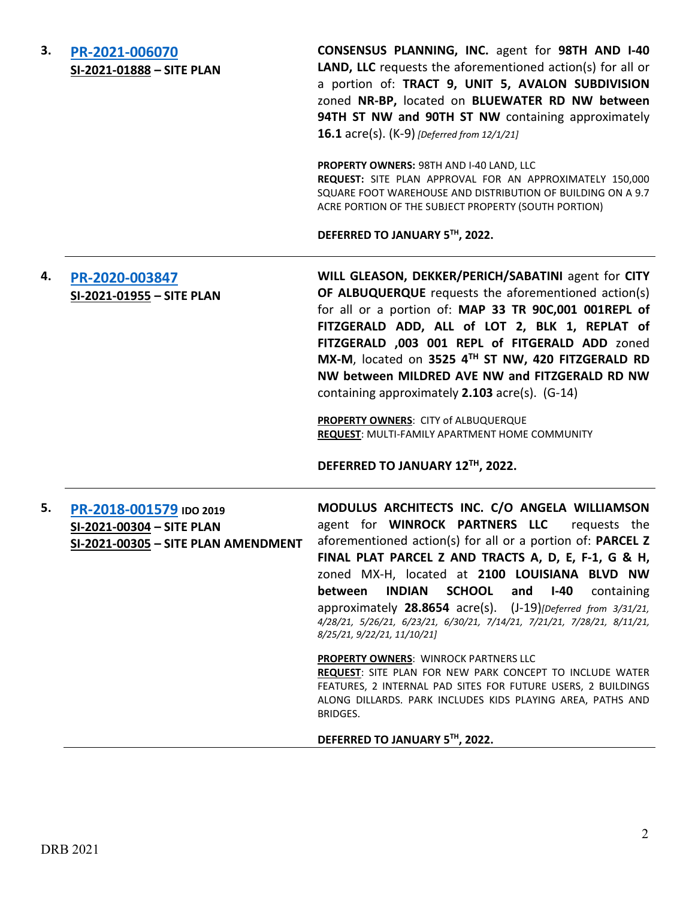3. **[PR-2021-006070](#)**
**[SI-2021-01888](#) – SITE PLAN**

**CONSENSUS PLANNING, INC.** agent for **98TH AND I-40 LAND, LLC** requests the aforementioned action(s) for all or a portion of: **TRACT 9, UNIT 5, AVALON SUBDIVISION** zoned **NR-BP,** located on **BLUEWATER RD NW between 94TH ST NW and 90TH ST NW** containing approximately **16.1** acre(s). (K-9) *[Deferred from 12/1/21]*

**PROPERTY OWNERS:** 98TH AND I-40 LAND, LLC
**REQUEST:** SITE PLAN APPROVAL FOR AN APPROXIMATELY 150,000 SQUARE FOOT WAREHOUSE AND DISTRIBUTION OF BUILDING ON A 9.7 ACRE PORTION OF THE SUBJECT PROPERTY (SOUTH PORTION)

**DEFERRED TO JANUARY 5TH, 2022.**

---

4. **[PR-2020-003847](#)**
**[SI-2021-01955](#) – SITE PLAN**

**WILL GLEASON, DEKKER/PERICH/SABATINI** agent for **CITY OF ALBUQUERQUE** requests the aforementioned action(s) for all or a portion of: **MAP 33 TR 90C,001 001REPL of FITZGERALD ADD, ALL of LOT 2, BLK 1, REPLAT of FITZGERALD ,003 001 REPL of FITGERALD ADD** zoned **MX-M**, located on **3525 4TH ST NW, 420 FITZGERALD RD NW between MILDRED AVE NW and FITZGERALD RD NW** containing approximately **2.103** acre(s). (G-14)

**PROPERTY OWNERS**: CITY of ALBUQUERQUE
**REQUEST**: MULTI-FAMILY APARTMENT HOME COMMUNITY

**DEFERRED TO JANUARY 12TH, 2022.**

---

5. **[PR-2018-001579](#) IDO 2019**
**[SI-2021-00304](#) – SITE PLAN**
**[SI-2021-00305](#) – SITE PLAN AMENDMENT**

**MODULUS ARCHITECTS INC. C/O ANGELA WILLIAMSON** agent for **WINROCK PARTNERS LLC** requests the aforementioned action(s) for all or a portion of: **PARCEL Z FINAL PLAT PARCEL Z AND TRACTS A, D, E, F-1, G & H,** zoned MX-H, located at **2100 LOUISIANA BLVD NW between INDIAN SCHOOL and I-40** containing approximately **28.8654** acre(s). (J-19)*[Deferred from 3/31/21, 4/28/21, 5/26/21, 6/23/21, 6/30/21, 7/14/21, 7/21/21, 7/28/21, 8/11/21, 8/25/21, 9/22/21, 11/10/21]*

**PROPERTY OWNERS**: WINROCK PARTNERS LLC
**REQUEST**: SITE PLAN FOR NEW PARK CONCEPT TO INCLUDE WATER FEATURES, 2 INTERNAL PAD SITES FOR FUTURE USERS, 2 BUILDINGS ALONG DILLARDS. PARK INCLUDES KIDS PLAYING AREA, PATHS AND BRIDGES.

**DEFERRED TO JANUARY 5TH, 2022.**

---

DRB 2021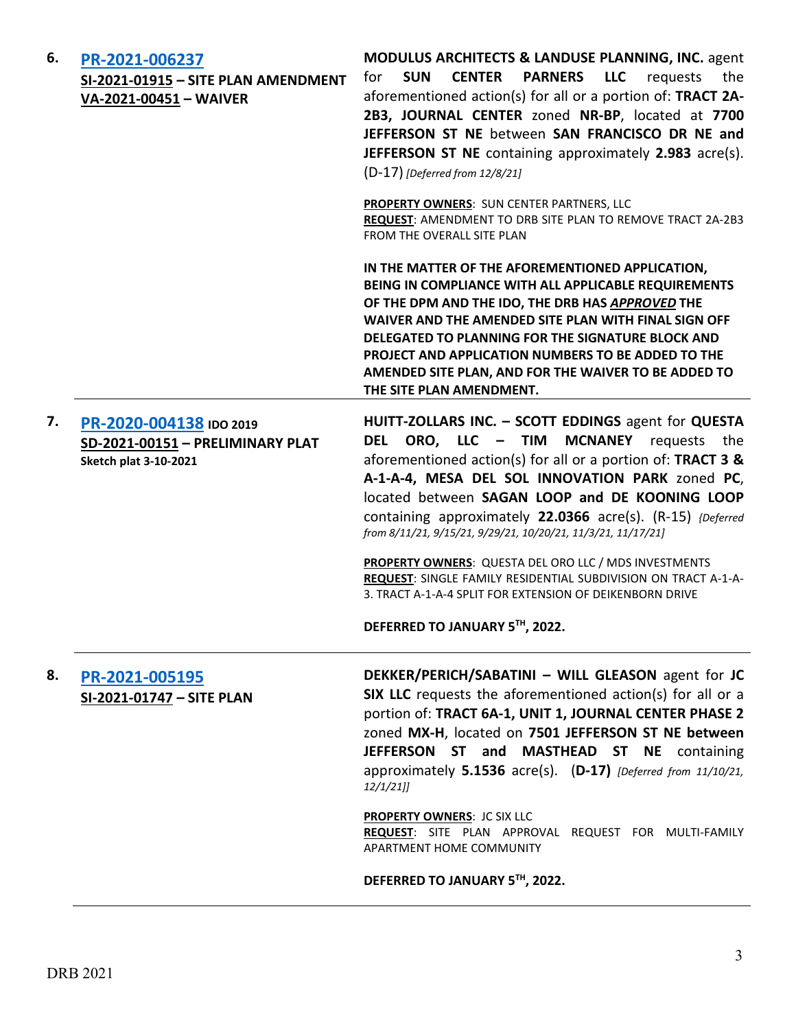| | | |
|---|---|---|
| 6. | **PR-2021-006237**<br>**SI-2021-01915 – SITE PLAN AMENDMENT**<br>**VA-2021-00451 – WAIVER** | **MODULUS ARCHITECTS & LANDUSE PLANNING, INC.** agent for **SUN CENTER PARNERS LLC** requests the aforementioned action(s) for all or a portion of: **TRACT 2A-2B3, JOURNAL CENTER** zoned **NR-BP**, located at **7700 JEFFERSON ST NE** between **SAN FRANCISCO DR NE and JEFFERSON ST NE** containing approximately **2.983** acre(s). (D-17) *[Deferred from 12/8/21]*<br><br>**PROPERTY OWNERS**: SUN CENTER PARTNERS, LLC<br>**REQUEST**: AMENDMENT TO DRB SITE PLAN TO REMOVE TRACT 2A-2B3 FROM THE OVERALL SITE PLAN<br><br>**IN THE MATTER OF THE AFOREMENTIONED APPLICATION, BEING IN COMPLIANCE WITH ALL APPLICABLE REQUIREMENTS OF THE DPM AND THE IDO, THE DRB HAS *APPROVED* THE WAIVER AND THE AMENDED SITE PLAN WITH FINAL SIGN OFF DELEGATED TO PLANNING FOR THE SIGNATURE BLOCK AND PROJECT AND APPLICATION NUMBERS TO BE ADDED TO THE AMENDED SITE PLAN, AND FOR THE WAIVER TO BE ADDED TO THE SITE PLAN AMENDMENT.** |
| 7. | **PR-2020-004138 IDO 2019**<br>**SD-2021-00151 – PRELIMINARY PLAT**<br>**Sketch plat 3-10-2021** | **HUITT-ZOLLARS INC. – SCOTT EDDINGS** agent for **QUESTA DEL ORO, LLC – TIM MCNANEY** requests the aforementioned action(s) for all or a portion of: **TRACT 3 & A-1-A-4, MESA DEL SOL INNOVATION PARK** zoned **PC**, located between **SAGAN LOOP and DE KOONING LOOP** containing approximately **22.0366** acre(s). (R-15) *{Deferred from 8/11/21, 9/15/21, 9/29/21, 10/20/21, 11/3/21, 11/17/21]*<br><br>**PROPERTY OWNERS**: QUESTA DEL ORO LLC / MDS INVESTMENTS<br>**REQUEST**: SINGLE FAMILY RESIDENTIAL SUBDIVISION ON TRACT A-1-A-3. TRACT A-1-A-4 SPLIT FOR EXTENSION OF DEIKENBORN DRIVE<br><br>**DEFERRED TO JANUARY 5TH, 2022.** |
| 8. | **PR-2021-005195**<br>**SI-2021-01747 – SITE PLAN** | **DEKKER/PERICH/SABATINI – WILL GLEASON** agent for **JC SIX LLC** requests the aforementioned action(s) for all or a portion of: **TRACT 6A-1, UNIT 1, JOURNAL CENTER PHASE 2** zoned **MX-H**, located on **7501 JEFFERSON ST NE between JEFFERSON ST and MASTHEAD ST NE** containing approximately **5.1536** acre(s). (**D-17)** *[Deferred from 11/10/21, 12/1/21]]*<br><br>**PROPERTY OWNERS**: JC SIX LLC<br>**REQUEST**: SITE PLAN APPROVAL REQUEST FOR MULTI-FAMILY APARTMENT HOME COMMUNITY<br><br>**DEFERRED TO JANUARY 5TH, 2022.** |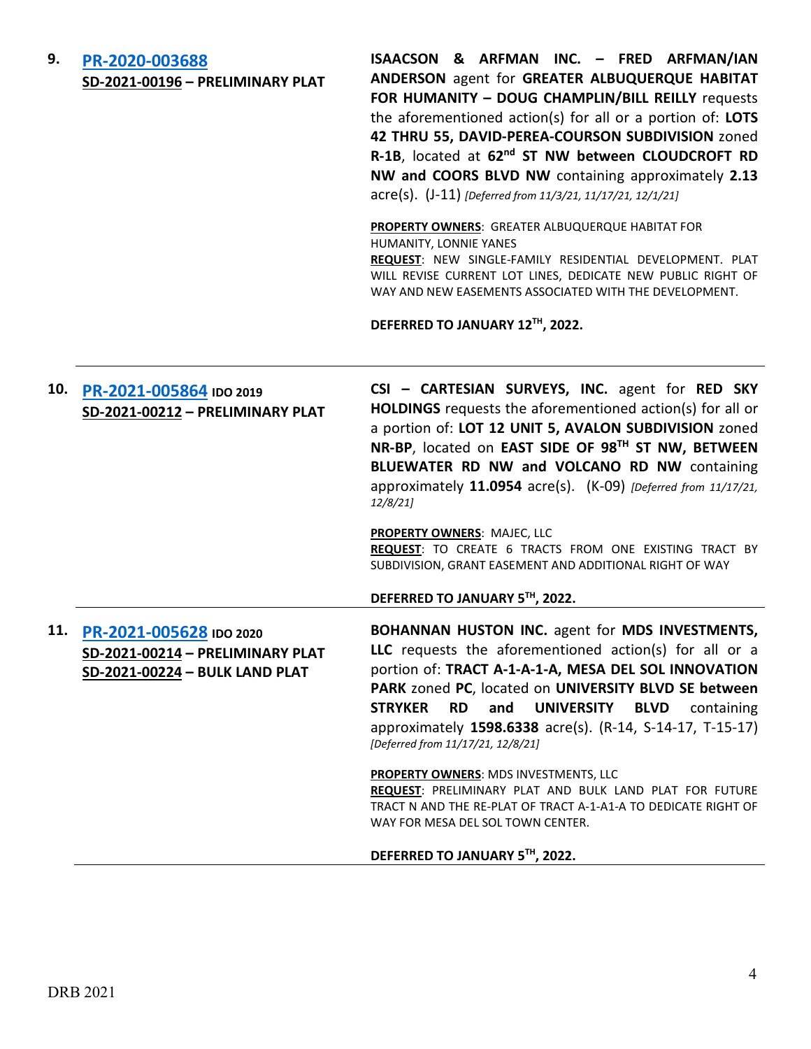**9.** **PR-2020-003688**
**SD-2021-00196 – PRELIMINARY PLAT**

**ISAACSON & ARFMAN INC. – FRED ARFMAN/IAN ANDERSON** agent for **GREATER ALBUQUERQUE HABITAT FOR HUMANITY – DOUG CHAMPLIN/BILL REILLY** requests the aforementioned action(s) for all or a portion of: **LOTS 42 THRU 55, DAVID-PEREA-COURSON SUBDIVISION** zoned **R-1B**, located at **62nd ST NW between CLOUDCROFT RD NW and COORS BLVD NW** containing approximately **2.13** acre(s). (J-11) *[Deferred from 11/3/21, 11/17/21, 12/1/21]*

**PROPERTY OWNERS**: GREATER ALBUQUERQUE HABITAT FOR HUMANITY, LONNIE YANES
**REQUEST**: NEW SINGLE-FAMILY RESIDENTIAL DEVELOPMENT. PLAT WILL REVISE CURRENT LOT LINES, DEDICATE NEW PUBLIC RIGHT OF WAY AND NEW EASEMENTS ASSOCIATED WITH THE DEVELOPMENT.

**DEFERRED TO JANUARY 12TH, 2022.**

---

**10.** **PR-2021-005864** **IDO 2019**
**SD-2021-00212 – PRELIMINARY PLAT**

**CSI – CARTESIAN SURVEYS, INC.** agent for **RED SKY HOLDINGS** requests the aforementioned action(s) for all or a portion of: **LOT 12 UNIT 5, AVALON SUBDIVISION** zoned **NR-BP**, located on **EAST SIDE OF 98TH ST NW, BETWEEN BLUEWATER RD NW and VOLCANO RD NW** containing approximately **11.0954** acre(s). (K-09) *[Deferred from 11/17/21, 12/8/21]*

**PROPERTY OWNERS**: MAJEC, LLC
**REQUEST**: TO CREATE 6 TRACTS FROM ONE EXISTING TRACT BY SUBDIVISION, GRANT EASEMENT AND ADDITIONAL RIGHT OF WAY

**DEFERRED TO JANUARY 5TH, 2022.**

---

**11.** **PR-2021-005628** **IDO 2020**
**SD-2021-00214 – PRELIMINARY PLAT**
**SD-2021-00224 – BULK LAND PLAT**

**BOHANNAN HUSTON INC.** agent for **MDS INVESTMENTS, LLC** requests the aforementioned action(s) for all or a portion of: **TRACT A-1-A-1-A, MESA DEL SOL INNOVATION PARK** zoned **PC**, located on **UNIVERSITY BLVD SE between STRYKER RD and UNIVERSITY BLVD** containing approximately **1598.6338** acre(s). (R-14, S-14-17, T-15-17) *[Deferred from 11/17/21, 12/8/21]*

**PROPERTY OWNERS**: MDS INVESTMENTS, LLC
**REQUEST**: PRELIMINARY PLAT AND BULK LAND PLAT FOR FUTURE TRACT N AND THE RE-PLAT OF TRACT A-1-A1-A TO DEDICATE RIGHT OF WAY FOR MESA DEL SOL TOWN CENTER.

**DEFERRED TO JANUARY 5TH, 2022.**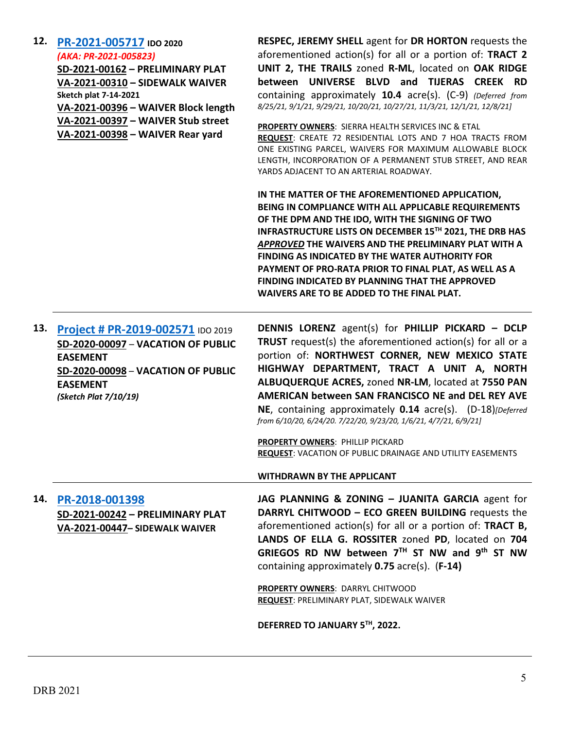**12. [PR-2021-005717](#) IDO 2020**
***(AKA: PR-2021-005823)***
**[SD-2021-00162](#) – PRELIMINARY PLAT**
**[VA-2021-00310](#) – SIDEWALK WAIVER**
**Sketch plat 7-14-2021**
**[VA-2021-00396](#) – WAIVER Block length**
**[VA-2021-00397](#) – WAIVER Stub street**
**[VA-2021-00398](#) – WAIVER Rear yard**

**RESPEC, JEREMY SHELL** agent for **DR HORTON** requests the aforementioned action(s) for all or a portion of: **TRACT 2 UNIT 2, THE TRAILS** zoned **R-ML**, located on **OAK RIDGE between UNIVERSE BLVD and TIJERAS CREEK RD** containing approximately **10.4** acre(s). (C-9) *(Deferred from 8/25/21, 9/1/21, 9/29/21, 10/20/21, 10/27/21, 11/3/21, 12/1/21, 12/8/21]*

**PROPERTY OWNERS**: SIERRA HEALTH SERVICES INC & ETAL
**REQUEST**: CREATE 72 RESIDENTIAL LOTS AND 7 HOA TRACTS FROM ONE EXISTING PARCEL, WAIVERS FOR MAXIMUM ALLOWABLE BLOCK LENGTH, INCORPORATION OF A PERMANENT STUB STREET, AND REAR YARDS ADJACENT TO AN ARTERIAL ROADWAY.

**IN THE MATTER OF THE AFOREMENTIONED APPLICATION, BEING IN COMPLIANCE WITH ALL APPLICABLE REQUIREMENTS OF THE DPM AND THE IDO, WITH THE SIGNING OF TWO INFRASTRUCTURE LISTS ON DECEMBER 15TH 2021, THE DRB HAS *APPROVED* THE WAIVERS AND THE PRELIMINARY PLAT WITH A FINDING AS INDICATED BY THE WATER AUTHORITY FOR PAYMENT OF PRO-RATA PRIOR TO FINAL PLAT, AS WELL AS A FINDING INDICATED BY PLANNING THAT THE APPROVED WAIVERS ARE TO BE ADDED TO THE FINAL PLAT.**

---

**13. [Project # PR-2019-002571](#)** IDO 2019
**[SD-2020-00097](#)** – **VACATION OF PUBLIC EASEMENT**
**[SD-2020-00098](#)** – **VACATION OF PUBLIC EASEMENT**
***(Sketch Plat 7/10/19)***

**DENNIS LORENZ** agent(s) for **PHILLIP PICKARD – DCLP TRUST** request(s) the aforementioned action(s) for all or a portion of: **NORTHWEST CORNER, NEW MEXICO STATE HIGHWAY DEPARTMENT, TRACT A UNIT A, NORTH ALBUQUERQUE ACRES,** zoned **NR-LM**, located at **7550 PAN AMERICAN between SAN FRANCISCO NE and DEL REY AVE NE**, containing approximately **0.14** acre(s). (D-18)*[Deferred from 6/10/20, 6/24/20. 7/22/20, 9/23/20, 1/6/21, 4/7/21, 6/9/21]*

**PROPERTY OWNERS**: PHILLIP PICKARD
**REQUEST**: VACATION OF PUBLIC DRAINAGE AND UTILITY EASEMENTS

**WITHDRAWN BY THE APPLICANT**

---

**14. [PR-2018-001398](#)**
**[SD-2021-00242](#) – PRELIMINARY PLAT**
**[VA-2021-00447](#)– SIDEWALK WAIVER**

**JAG PLANNING & ZONING – JUANITA GARCIA** agent for **DARRYL CHITWOOD – ECO GREEN BUILDING** requests the aforementioned action(s) for all or a portion of: **TRACT B, LANDS OF ELLA G. ROSSITER** zoned **PD**, located on **704 GRIEGOS RD NW between 7TH ST NW and 9th ST NW** containing approximately **0.75** acre(s). (**F-14)**

**PROPERTY OWNERS**: DARRYL CHITWOOD
**REQUEST**: PRELIMINARY PLAT, SIDEWALK WAIVER

**DEFERRED TO JANUARY 5TH, 2022.**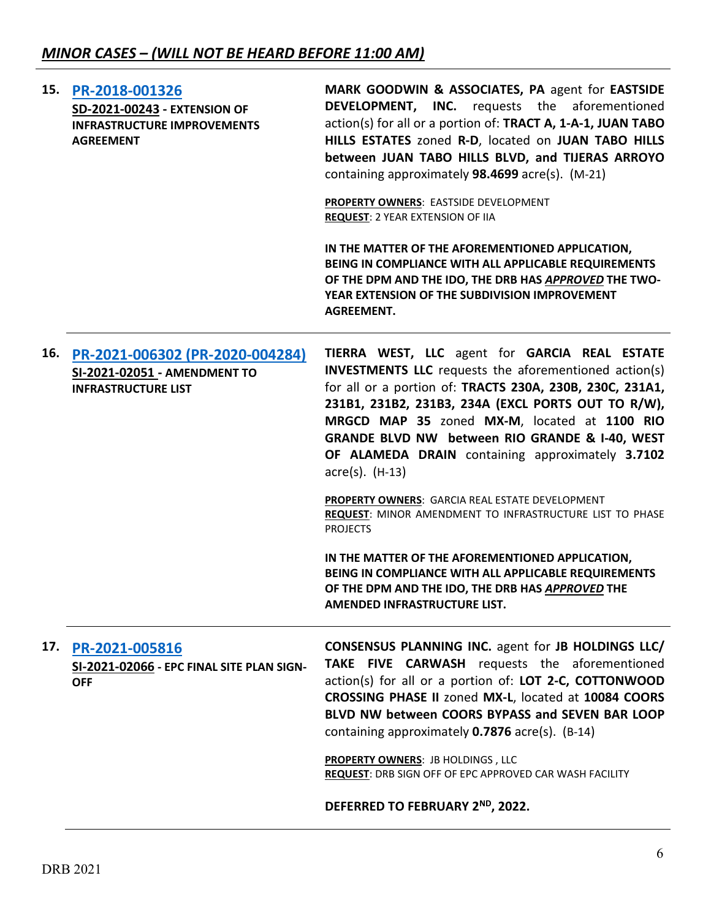## *MINOR CASES – (WILL NOT BE HEARD BEFORE 11:00 AM)*

| | Case | Details |
|---|---|---|
| **15.** | **PR-2018-001326**<br>**SD-2021-00243 - EXTENSION OF INFRASTRUCTURE IMPROVEMENTS AGREEMENT** | **MARK GOODWIN & ASSOCIATES, PA** agent for **EASTSIDE DEVELOPMENT, INC.** requests the aforementioned action(s) for all or a portion of: **TRACT A, 1-A-1, JUAN TABO HILLS ESTATES** zoned **R-D**, located on **JUAN TABO HILLS between JUAN TABO HILLS BLVD, and TIJERAS ARROYO** containing approximately **98.4699** acre(s). (M-21)<br><br>**PROPERTY OWNERS**: EASTSIDE DEVELOPMENT<br>**REQUEST**: 2 YEAR EXTENSION OF IIA<br><br>**IN THE MATTER OF THE AFOREMENTIONED APPLICATION, BEING IN COMPLIANCE WITH ALL APPLICABLE REQUIREMENTS OF THE DPM AND THE IDO, THE DRB HAS *APPROVED* THE TWO-YEAR EXTENSION OF THE SUBDIVISION IMPROVEMENT AGREEMENT.** |
| **16.** | **PR-2021-006302 (PR-2020-004284)**<br>**SI-2021-02051 - AMENDMENT TO INFRASTRUCTURE LIST** | **TIERRA WEST, LLC** agent for **GARCIA REAL ESTATE INVESTMENTS LLC** requests the aforementioned action(s) for all or a portion of: **TRACTS 230A, 230B, 230C, 231A1, 231B1, 231B2, 231B3, 234A (EXCL PORTS OUT TO R/W), MRGCD MAP 35** zoned **MX-M**, located at **1100 RIO GRANDE BLVD NW between RIO GRANDE & I-40, WEST OF ALAMEDA DRAIN** containing approximately **3.7102** acre(s). (H-13)<br><br>**PROPERTY OWNERS**: GARCIA REAL ESTATE DEVELOPMENT<br>**REQUEST**: MINOR AMENDMENT TO INFRASTRUCTURE LIST TO PHASE PROJECTS<br><br>**IN THE MATTER OF THE AFOREMENTIONED APPLICATION, BEING IN COMPLIANCE WITH ALL APPLICABLE REQUIREMENTS OF THE DPM AND THE IDO, THE DRB HAS *APPROVED* THE AMENDED INFRASTRUCTURE LIST.** |
| **17.** | **PR-2021-005816**<br>**SI-2021-02066 - EPC FINAL SITE PLAN SIGN-OFF** | **CONSENSUS PLANNING INC.** agent for **JB HOLDINGS LLC/ TAKE FIVE CARWASH** requests the aforementioned action(s) for all or a portion of: **LOT 2-C, COTTONWOOD CROSSING PHASE II** zoned **MX-L**, located at **10084 COORS BLVD NW between COORS BYPASS and SEVEN BAR LOOP** containing approximately **0.7876** acre(s). (B-14)<br><br>**PROPERTY OWNERS**: JB HOLDINGS , LLC<br>**REQUEST**: DRB SIGN OFF OF EPC APPROVED CAR WASH FACILITY<br><br>**DEFERRED TO FEBRUARY 2ND, 2022.** |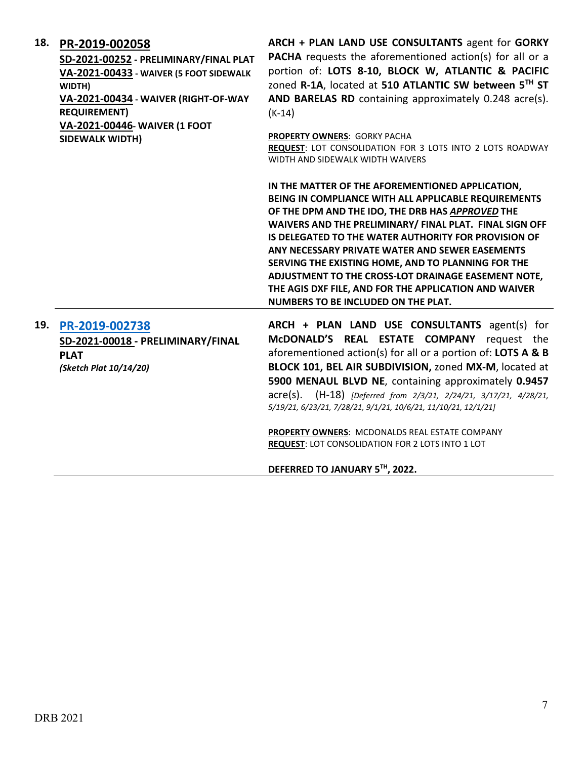| | | |
|---|---|---|
| 18. | **PR-2019-002058**<br>**SD-2021-00252 - PRELIMINARY/FINAL PLAT**<br>**VA-2021-00433 - WAIVER (5 FOOT SIDEWALK WIDTH)**<br>**VA-2021-00434 - WAIVER (RIGHT-OF-WAY REQUIREMENT)**<br>**VA-2021-00446- WAIVER (1 FOOT SIDEWALK WIDTH)** | **ARCH + PLAN LAND USE CONSULTANTS** agent for **GORKY PACHA** requests the aforementioned action(s) for all or a portion of: **LOTS 8-10, BLOCK W, ATLANTIC & PACIFIC** zoned **R-1A**, located at **510 ATLANTIC SW between 5TH ST AND BARELAS RD** containing approximately 0.248 acre(s). (K-14)<br><br>**PROPERTY OWNERS**: GORKY PACHA<br>**REQUEST**: LOT CONSOLIDATION FOR 3 LOTS INTO 2 LOTS ROADWAY WIDTH AND SIDEWALK WIDTH WAIVERS<br><br>**IN THE MATTER OF THE AFOREMENTIONED APPLICATION, BEING IN COMPLIANCE WITH ALL APPLICABLE REQUIREMENTS OF THE DPM AND THE IDO, THE DRB HAS *APPROVED* THE WAIVERS AND THE PRELIMINARY/ FINAL PLAT. FINAL SIGN OFF IS DELEGATED TO THE WATER AUTHORITY FOR PROVISION OF ANY NECESSARY PRIVATE WATER AND SEWER EASEMENTS SERVING THE EXISTING HOME, AND TO PLANNING FOR THE ADJUSTMENT TO THE CROSS-LOT DRAINAGE EASEMENT NOTE, THE AGIS DXF FILE, AND FOR THE APPLICATION AND WAIVER NUMBERS TO BE INCLUDED ON THE PLAT.** |
| 19. | **PR-2019-002738**<br>**SD-2021-00018 - PRELIMINARY/FINAL PLAT**<br>***(Sketch Plat 10/14/20)*** | **ARCH + PLAN LAND USE CONSULTANTS** agent(s) for **McDONALD'S REAL ESTATE COMPANY** request the aforementioned action(s) for all or a portion of: **LOTS A & B BLOCK 101, BEL AIR SUBDIVISION,** zoned **MX-M**, located at **5900 MENAUL BLVD NE**, containing approximately **0.9457** acre(s). (H-18) *[Deferred from 2/3/21, 2/24/21, 3/17/21, 4/28/21, 5/19/21, 6/23/21, 7/28/21, 9/1/21, 10/6/21, 11/10/21, 12/1/21]*<br><br>**PROPERTY OWNERS**: MCDONALDS REAL ESTATE COMPANY<br>**REQUEST**: LOT CONSOLIDATION FOR 2 LOTS INTO 1 LOT<br><br>**DEFERRED TO JANUARY 5TH, 2022.** |

DRB 2021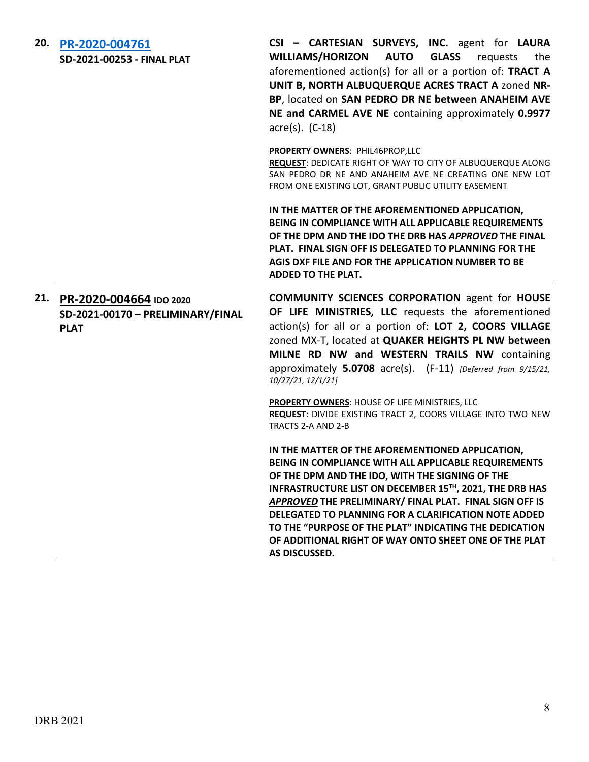**20. [PR-2020-004761](#)**
**SD-2021-00253 - FINAL PLAT**

**CSI – CARTESIAN SURVEYS, INC.** agent for **LAURA WILLIAMS/HORIZON AUTO GLASS** requests the aforementioned action(s) for all or a portion of: **TRACT A UNIT B, NORTH ALBUQUERQUE ACRES TRACT A** zoned **NR-BP**, located on **SAN PEDRO DR NE between ANAHEIM AVE NE and CARMEL AVE NE** containing approximately **0.9977** acre(s). (C-18)

**PROPERTY OWNERS**: PHIL46PROP,LLC
**REQUEST**: DEDICATE RIGHT OF WAY TO CITY OF ALBUQUERQUE ALONG SAN PEDRO DR NE AND ANAHEIM AVE NE CREATING ONE NEW LOT FROM ONE EXISTING LOT, GRANT PUBLIC UTILITY EASEMENT

**IN THE MATTER OF THE AFOREMENTIONED APPLICATION, BEING IN COMPLIANCE WITH ALL APPLICABLE REQUIREMENTS OF THE DPM AND THE IDO THE DRB HAS *APPROVED* THE FINAL PLAT. FINAL SIGN OFF IS DELEGATED TO PLANNING FOR THE AGIS DXF FILE AND FOR THE APPLICATION NUMBER TO BE ADDED TO THE PLAT.**

---

**21. PR-2020-004664 IDO 2020**
**SD-2021-00170 – PRELIMINARY/FINAL PLAT**

**COMMUNITY SCIENCES CORPORATION** agent for **HOUSE OF LIFE MINISTRIES, LLC** requests the aforementioned action(s) for all or a portion of: **LOT 2, COORS VILLAGE** zoned MX-T, located at **QUAKER HEIGHTS PL NW between MILNE RD NW and WESTERN TRAILS NW** containing approximately **5.0708** acre(s). (F-11) *[Deferred from 9/15/21, 10/27/21, 12/1/21]*

**PROPERTY OWNERS**: HOUSE OF LIFE MINISTRIES, LLC
**REQUEST**: DIVIDE EXISTING TRACT 2, COORS VILLAGE INTO TWO NEW TRACTS 2-A AND 2-B

**IN THE MATTER OF THE AFOREMENTIONED APPLICATION, BEING IN COMPLIANCE WITH ALL APPLICABLE REQUIREMENTS OF THE DPM AND THE IDO, WITH THE SIGNING OF THE INFRASTRUCTURE LIST ON DECEMBER 15TH, 2021, THE DRB HAS *APPROVED* THE PRELIMINARY/ FINAL PLAT. FINAL SIGN OFF IS DELEGATED TO PLANNING FOR A CLARIFICATION NOTE ADDED TO THE "PURPOSE OF THE PLAT" INDICATING THE DEDICATION OF ADDITIONAL RIGHT OF WAY ONTO SHEET ONE OF THE PLAT AS DISCUSSED.**

---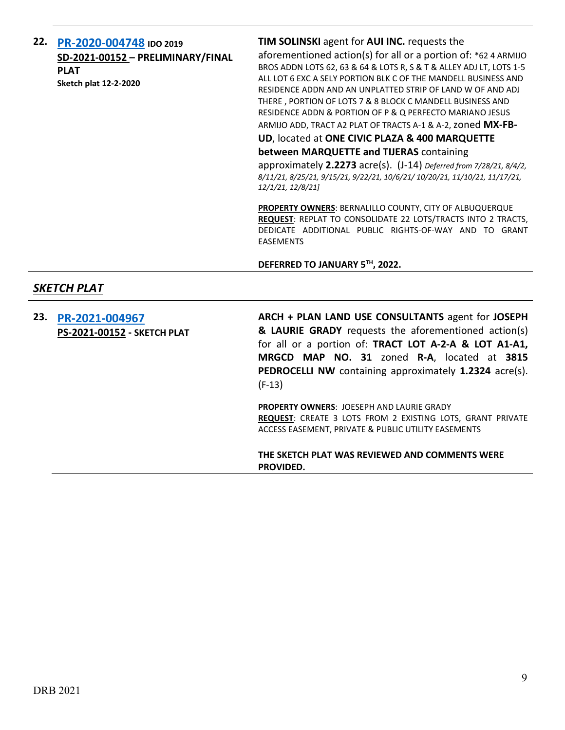**22.** **[PR-2020-004748](PR-2020-004748)** **IDO 2019**
**SD-2021-00152 – PRELIMINARY/FINAL PLAT**
**Sketch plat 12-2-2020**

**TIM SOLINSKI** agent for **AUI INC.** requests the aforementioned action(s) for all or a portion of: *62 4 ARMIJO BROS ADDN LOTS 62, 63 & 64 & LOTS R, S & T & ALLEY ADJ LT, LOTS 1-5 ALL LOT 6 EXC A SELY PORTION BLK C OF THE MANDELL BUSINESS AND RESIDENCE ADDN AND AN UNPLATTED STRIP OF LAND W OF AND ADJ THERE , PORTION OF LOTS 7 & 8 BLOCK C MANDELL BUSINESS AND RESIDENCE ADDN & PORTION OF P & Q PERFECTO MARIANO JESUS ARMIJO ADD, TRACT A2 PLAT OF TRACTS A-1 & A-2, zoned **MX-FB-UD**, located at **ONE CIVIC PLAZA & 400 MARQUETTE between MARQUETTE and TIJERAS** containing approximately **2.2273** acre(s). (J-14) *Deferred from 7/28/21, 8/4/2, 8/11/21, 8/25/21, 9/15/21, 9/22/21, 10/6/21/ 10/20/21, 11/10/21, 11/17/21, 12/1/21, 12/8/21]*

**PROPERTY OWNERS**: BERNALILLO COUNTY, CITY OF ALBUQUERQUE
**REQUEST**: REPLAT TO CONSOLIDATE 22 LOTS/TRACTS INTO 2 TRACTS, DEDICATE ADDITIONAL PUBLIC RIGHTS-OF-WAY AND TO GRANT EASEMENTS

**DEFERRED TO JANUARY 5TH, 2022.**

## *SKETCH PLAT*

**23.** **[PR-2021-004967](PR-2021-004967)**
**PS-2021-00152 - SKETCH PLAT**

**ARCH + PLAN LAND USE CONSULTANTS** agent for **JOSEPH & LAURIE GRADY** requests the aforementioned action(s) for all or a portion of: **TRACT LOT A-2-A & LOT A1-A1, MRGCD MAP NO. 31** zoned **R-A**, located at **3815 PEDROCELLI NW** containing approximately **1.2324** acre(s). (F-13)

**PROPERTY OWNERS**: JOESEPH AND LAURIE GRADY
**REQUEST**: CREATE 3 LOTS FROM 2 EXISTING LOTS, GRANT PRIVATE ACCESS EASEMENT, PRIVATE & PUBLIC UTILITY EASEMENTS

**THE SKETCH PLAT WAS REVIEWED AND COMMENTS WERE PROVIDED.**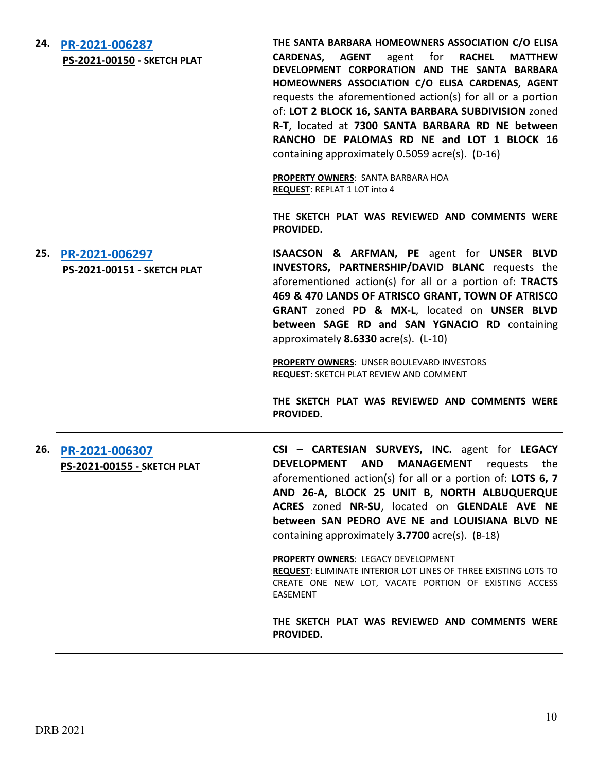**24. PR-2021-006287**
**PS-2021-00150 - SKETCH PLAT**

**THE SANTA BARBARA HOMEOWNERS ASSOCIATION C/O ELISA CARDENAS, AGENT** agent for **RACHEL MATTHEW DEVELOPMENT CORPORATION AND THE SANTA BARBARA HOMEOWNERS ASSOCIATION C/O ELISA CARDENAS, AGENT** requests the aforementioned action(s) for all or a portion of: **LOT 2 BLOCK 16, SANTA BARBARA SUBDIVISION** zoned **R-T**, located at **7300 SANTA BARBARA RD NE between RANCHO DE PALOMAS RD NE and LOT 1 BLOCK 16** containing approximately 0.5059 acre(s). (D-16)

**PROPERTY OWNERS**: SANTA BARBARA HOA
**REQUEST**: REPLAT 1 LOT into 4

**THE SKETCH PLAT WAS REVIEWED AND COMMENTS WERE PROVIDED.**

---

**25. PR-2021-006297**
**PS-2021-00151 - SKETCH PLAT**

**ISAACSON & ARFMAN, PE** agent for **UNSER BLVD INVESTORS, PARTNERSHIP/DAVID BLANC** requests the aforementioned action(s) for all or a portion of: **TRACTS 469 & 470 LANDS OF ATRISCO GRANT, TOWN OF ATRISCO GRANT** zoned **PD & MX-L**, located on **UNSER BLVD between SAGE RD and SAN YGNACIO RD** containing approximately **8.6330** acre(s). (L-10)

**PROPERTY OWNERS**: UNSER BOULEVARD INVESTORS
**REQUEST**: SKETCH PLAT REVIEW AND COMMENT

**THE SKETCH PLAT WAS REVIEWED AND COMMENTS WERE PROVIDED.**

---

**26. PR-2021-006307**
**PS-2021-00155 - SKETCH PLAT**

**CSI – CARTESIAN SURVEYS, INC.** agent for **LEGACY DEVELOPMENT AND MANAGEMENT** requests the aforementioned action(s) for all or a portion of: **LOTS 6, 7 AND 26-A, BLOCK 25 UNIT B, NORTH ALBUQUERQUE ACRES** zoned **NR-SU**, located on **GLENDALE AVE NE between SAN PEDRO AVE NE and LOUISIANA BLVD NE** containing approximately **3.7700** acre(s). (B-18)

**PROPERTY OWNERS**: LEGACY DEVELOPMENT
**REQUEST**: ELIMINATE INTERIOR LOT LINES OF THREE EXISTING LOTS TO CREATE ONE NEW LOT, VACATE PORTION OF EXISTING ACCESS EASEMENT

**THE SKETCH PLAT WAS REVIEWED AND COMMENTS WERE PROVIDED.**

---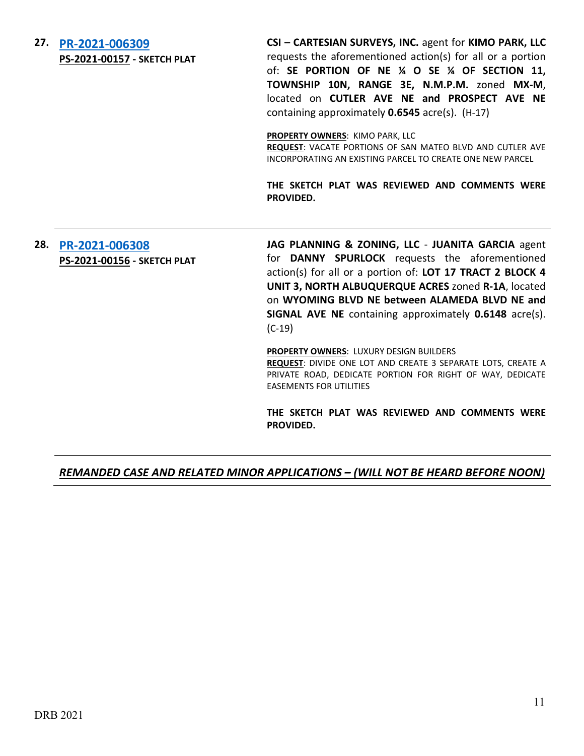**27.** **PR-2021-006309**
**PS-2021-00157 - SKETCH PLAT**

**CSI – CARTESIAN SURVEYS, INC.** agent for **KIMO PARK, LLC** requests the aforementioned action(s) for all or a portion of: **SE PORTION OF NE ¼ O SE ¼ OF SECTION 11, TOWNSHIP 10N, RANGE 3E, N.M.P.M.** zoned **MX-M**, located on **CUTLER AVE NE and PROSPECT AVE NE** containing approximately **0.6545** acre(s). (H-17)

**PROPERTY OWNERS**: KIMO PARK, LLC
**REQUEST**: VACATE PORTIONS OF SAN MATEO BLVD AND CUTLER AVE INCORPORATING AN EXISTING PARCEL TO CREATE ONE NEW PARCEL

**THE SKETCH PLAT WAS REVIEWED AND COMMENTS WERE PROVIDED.**

---

**28.** **PR-2021-006308**
**PS-2021-00156 - SKETCH PLAT**

**JAG PLANNING & ZONING, LLC** - **JUANITA GARCIA** agent for **DANNY SPURLOCK** requests the aforementioned action(s) for all or a portion of: **LOT 17 TRACT 2 BLOCK 4 UNIT 3, NORTH ALBUQUERQUE ACRES** zoned **R-1A**, located on **WYOMING BLVD NE between ALAMEDA BLVD NE and SIGNAL AVE NE** containing approximately **0.6148** acre(s). (C-19)

**PROPERTY OWNERS**: LUXURY DESIGN BUILDERS
**REQUEST**: DIVIDE ONE LOT AND CREATE 3 SEPARATE LOTS, CREATE A PRIVATE ROAD, DEDICATE PORTION FOR RIGHT OF WAY, DEDICATE EASEMENTS FOR UTILITIES

**THE SKETCH PLAT WAS REVIEWED AND COMMENTS WERE PROVIDED.**

---

***REMANDED CASE AND RELATED MINOR APPLICATIONS – (WILL NOT BE HEARD BEFORE NOON)***

---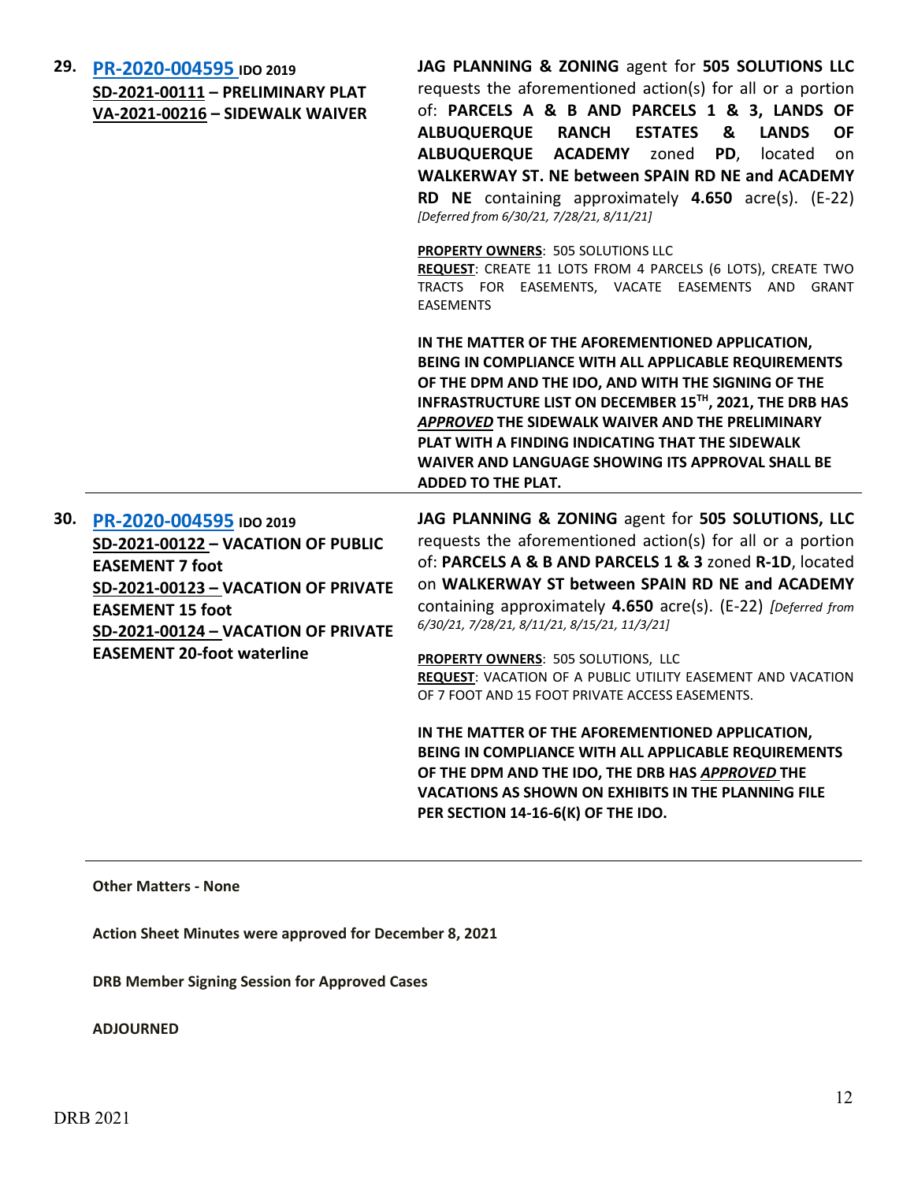| | | |
|---|---|---|
| **29.** | [**PR-2020-004595**]() **IDO 2019**<br>**SD-2021-00111 – PRELIMINARY PLAT**<br>**VA-2021-00216 – SIDEWALK WAIVER** | **JAG PLANNING & ZONING** agent for **505 SOLUTIONS LLC** requests the aforementioned action(s) for all or a portion of: **PARCELS A & B AND PARCELS 1 & 3, LANDS OF ALBUQUERQUE RANCH ESTATES & LANDS OF ALBUQUERQUE ACADEMY** zoned **PD**, located on **WALKERWAY ST. NE between SPAIN RD NE and ACADEMY RD NE** containing approximately **4.650** acre(s). (E-22) *[Deferred from 6/30/21, 7/28/21, 8/11/21]*<br><br>**PROPERTY OWNERS**: 505 SOLUTIONS LLC<br>**REQUEST**: CREATE 11 LOTS FROM 4 PARCELS (6 LOTS), CREATE TWO TRACTS FOR EASEMENTS, VACATE EASEMENTS AND GRANT EASEMENTS<br><br>**IN THE MATTER OF THE AFOREMENTIONED APPLICATION, BEING IN COMPLIANCE WITH ALL APPLICABLE REQUIREMENTS OF THE DPM AND THE IDO, AND WITH THE SIGNING OF THE INFRASTRUCTURE LIST ON DECEMBER 15TH, 2021, THE DRB HAS *APPROVED* THE SIDEWALK WAIVER AND THE PRELIMINARY PLAT WITH A FINDING INDICATING THAT THE SIDEWALK WAIVER AND LANGUAGE SHOWING ITS APPROVAL SHALL BE ADDED TO THE PLAT.** |
| **30.** | [**PR-2020-004595**]() **IDO 2019**<br>**SD-2021-00122 – VACATION OF PUBLIC EASEMENT 7 foot**<br>**SD-2021-00123 – VACATION OF PRIVATE EASEMENT 15 foot**<br>**SD-2021-00124 – VACATION OF PRIVATE EASEMENT 20-foot waterline** | **JAG PLANNING & ZONING** agent for **505 SOLUTIONS, LLC** requests the aforementioned action(s) for all or a portion of: **PARCELS A & B AND PARCELS 1 & 3** zoned **R-1D**, located on **WALKERWAY ST between SPAIN RD NE and ACADEMY** containing approximately **4.650** acre(s). (E-22) *[Deferred from 6/30/21, 7/28/21, 8/11/21, 8/15/21, 11/3/21]*<br><br>**PROPERTY OWNERS**: 505 SOLUTIONS, LLC<br>**REQUEST**: VACATION OF A PUBLIC UTILITY EASEMENT AND VACATION OF 7 FOOT AND 15 FOOT PRIVATE ACCESS EASEMENTS.<br><br>**IN THE MATTER OF THE AFOREMENTIONED APPLICATION, BEING IN COMPLIANCE WITH ALL APPLICABLE REQUIREMENTS OF THE DPM AND THE IDO, THE DRB HAS *APPROVED* THE VACATIONS AS SHOWN ON EXHIBITS IN THE PLANNING FILE PER SECTION 14-16-6(K) OF THE IDO.** |

**Other Matters - None**

**Action Sheet Minutes were approved for December 8, 2021**

**DRB Member Signing Session for Approved Cases**

**ADJOURNED**